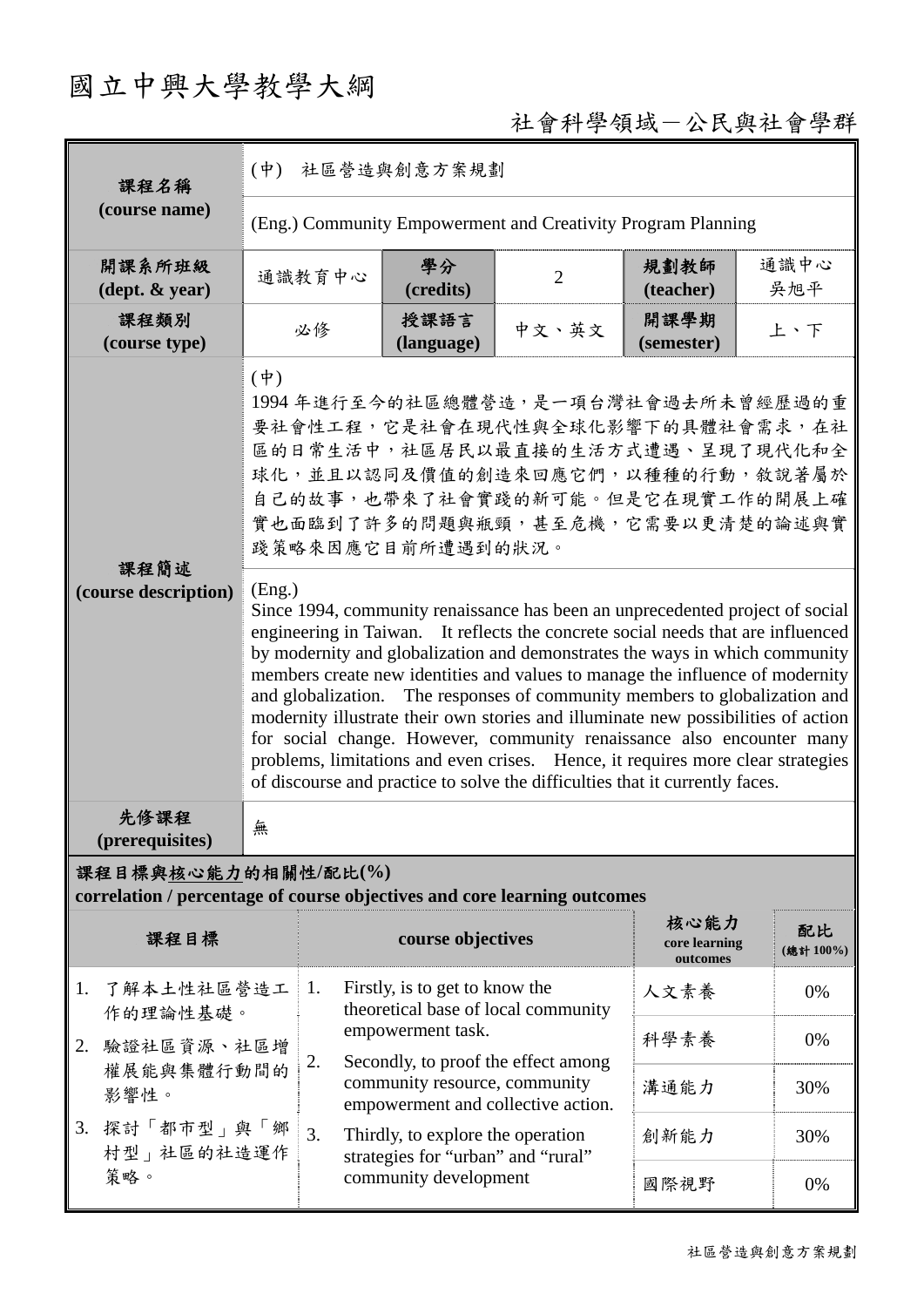# 國立中興大學教學大綱

社會科學領域－公民與社會學群

| 課程名稱 (course name) | (中) 社區營造與創意方案規劃 | | | | |
|---|---|---|---|---|---|
| | (Eng.) Community Empowerment and Creativity Program Planning | | | | |
| 開課系所班級 (dept. & year) | 通識教育中心 | 學分 (credits) | 2 | 規劃教師 (teacher) | 通識中心 吳旭平 |
| 課程類別 (course type) | 必修 | 授課語言 (language) | 中文、英文 | 開課學期 (semester) | 上、下 |
| 課程簡述 (course description) | (中) 1994 年進行至今的社區總體營造，是一項台灣社會過去所未曾經歷過的重要社會性工程，它是社會在現代性與全球化影響下的具體社會需求，在社區的日常生活中，社區居民以最直接的生活方式遭遇、呈現了現代化和全球化，並且以認同及價值的創造來回應它們，以種種的行動，敘說著屬於自己的故事，也帶來了社會實踐的新可能。但是它在現實工作的開展上確實也面臨到了許多的問題與瓶頸，甚至危機，它需要以更清楚的論述與實踐策略來因應它目前所遭遇到的狀況。 | | | | |
| | (Eng.) Since 1994, community renaissance has been an unprecedented project of social engineering in Taiwan. It reflects the concrete social needs that are influenced by modernity and globalization and demonstrates the ways in which community members create new identities and values to manage the influence of modernity and globalization. The responses of community members to globalization and modernity illustrate their own stories and illuminate new possibilities of action for social change. However, community renaissance also encounter many problems, limitations and even crises. Hence, it requires more clear strategies of discourse and practice to solve the difficulties that it currently faces. | | | | |
| 先修課程 (prerequisites) | 無 | | | | |

**課程目標與核心能力的相關性/配比(%)**
**correlation / percentage of course objectives and core learning outcomes**

| 課程目標 | course objectives | 核心能力 core learning outcomes | 配比 (總計 100%) |
|---|---|---|---|
| 1. 了解本土性社區營造工作的理論性基礎。<br>2. 驗證社區資源、社區增權展能與集體行動間的影響性。<br>3. 探討「都市型」與「鄉村型」社區的社造運作策略。 | 1. Firstly, is to get to know the theoretical base of local community empowerment task.<br>2. Secondly, to proof the effect among community resource, community empowerment and collective action.<br>3. Thirdly, to explore the operation strategies for "urban" and "rural" community development | 人文素養 | 0% |
| | | 科學素養 | 0% |
| | | 溝通能力 | 30% |
| | | 創新能力 | 30% |
| | | 國際視野 | 0% |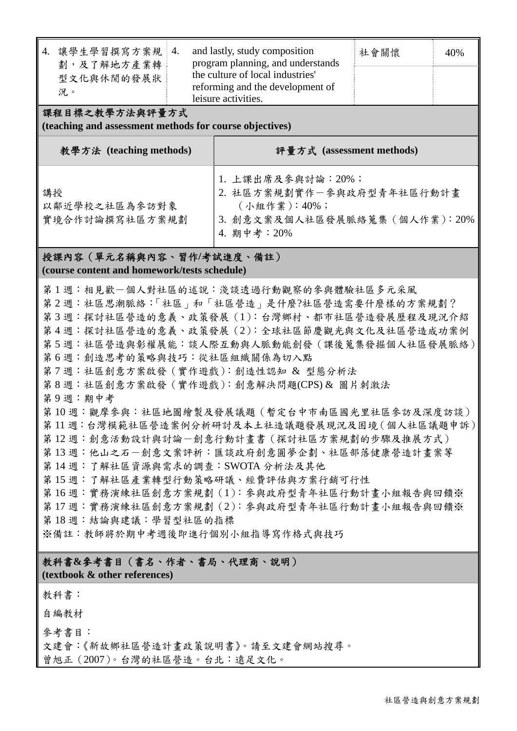| | | | |
|---|---|---|---|
| 4. 讓學生學習撰寫方案規劃，及了解地方產業轉型文化與休閒的發展狀況。 | 4. and lastly, study composition program planning, and understands the culture of local industries' reforming and the development of leisure activities. | 社會關懷 | 40% |

**課程目標之教學方法與評量方式**
**(teaching and assessment methods for course objectives)**

| 教學方法 (teaching methods) | 評量方式 (assessment methods) |
|---|---|
| 講授<br>以鄰近學校之社區為參訪對象<br>實境合作討論撰寫社區方案規劃 | 1. 上課出席及參與討論：20%；<br>2. 社區方案規劃實作－參與政府型青年社區行動計畫（小組作業）：40%；<br>3. 創意文案及個人社區發展脈絡蒐集（個人作業）：20%<br>4. 期中考：20% |

**授課內容（單元名稱與內容、習作/考試進度、備註）**
**(course content and homework/tests schedule)**

第 1 週：相見歡－個人對社區的述說：淺談透過行動觀察的參與體驗社區多元采風
第 2 週：社區思潮脈絡：「社區」和「社區營造」是什麼?社區營造需要什麼樣的方案規劃？
第 3 週：探討社區營造的意義、政策發展（1）：台灣鄉村、都市社區營造發展歷程及現況介紹
第 4 週：探討社區營造的意義、政策發展（2）：全球社區節慶觀光與文化及社區營造成功案例
第 5 週：社區營造與彰權展能：談人際互動與人脈動能創發（課後蒐集發掘個人社區發展脈絡）
第 6 週：創造思考的策略與技巧：從社區組織關係為切入點
第 7 週：社區創意方案啟發（實作遊戲）：創造性認知 & 型態分析法
第 8 週：社區創意方案啟發（實作遊戲）：創意解決問題(CPS) & 圖片刺激法
第 9 週：期中考
第 10 週：觀摩參與：社區地圖繪製及發展議題（暫定台中市南區國光里社區參訪及深度訪談）
第 11 週：台灣模範社區營造案例分析研討及本土社造議題發展現況及困境（個人社區議題申訴）
第 12 週：創意活動設計與討論－創意行動計畫書（探討社區方案規劃的步驟及推展方式）
第 13 週：他山之石－創意文案評析：匯談政府創意圓夢企劃、社區部落健康營造計畫案等
第 14 週：了解社區資源與需求的調查：SWOTA 分析法及其他
第 15 週：了解社區產業轉型行動策略研議、經費評估與方案行銷可行性
第 16 週：實務演練社區創意方案規劃（1）：參與政府型青年社區行動計畫小組報告與回饋※
第 17 週：實務演練社區創意方案規劃（2）：參與政府型青年社區行動計畫小組報告與回饋※
第 18 週：結論與建議：學習型社區的指標
※備註：教師將於期中考週後即進行個別小組指導寫作格式與技巧

**教科書&參考書目（書名、作者、書局、代理商、說明）**
**(textbook & other references)**

教科書：

自編教材

參考書目：

文建會：《新故鄉社區營造計畫政策說明書》。請至文建會網站搜尋。
曾旭正（2007）。台灣的社區營造。台北：遠足文化。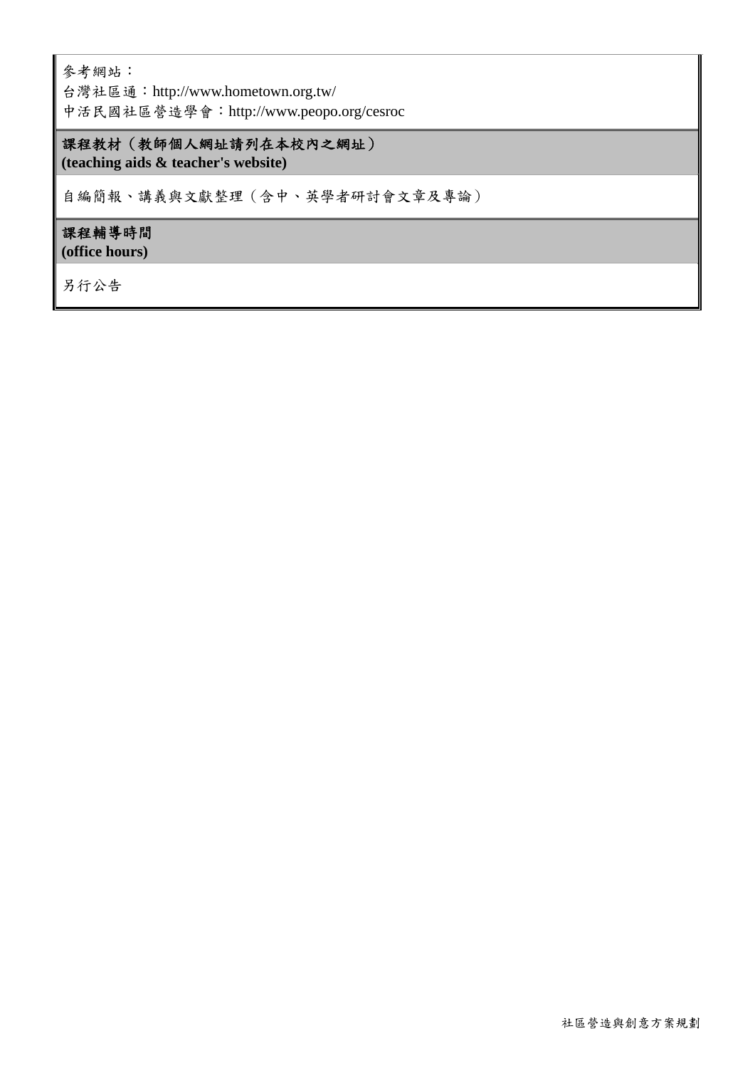參考網站：
台灣社區通：http://www.hometown.org.tw/
中活民國社區營造學會：http://www.peopo.org/cesroc

**課程教材（教師個人網址請列在本校內之網址）**
**(teaching aids & teacher's website)**

自編簡報、講義與文獻整理（含中、英學者研討會文章及專論）

**課程輔導時間**
**(office hours)**

另行公告